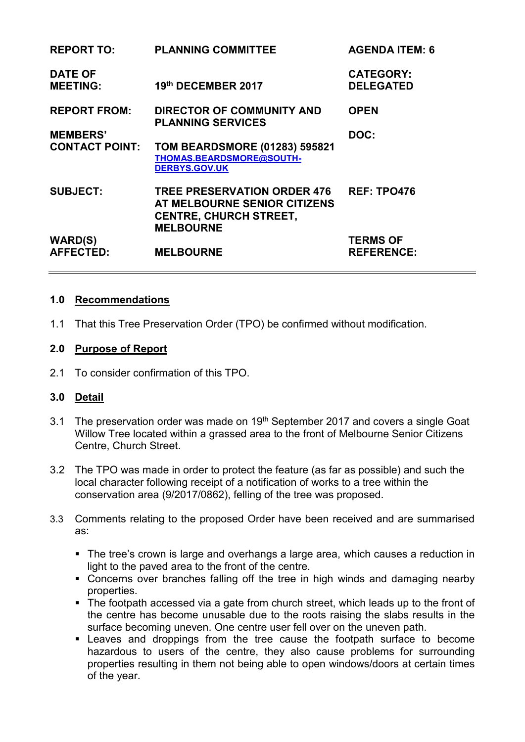| | | |
|---|---|---|
| **REPORT TO:** | **PLANNING COMMITTEE** | **AGENDA ITEM: 6** |
| **DATE OF MEETING:** | **19th DECEMBER 2017** | **CATEGORY: DELEGATED** |
| **REPORT FROM:** | **DIRECTOR OF COMMUNITY AND PLANNING SERVICES** | **OPEN** |
| **MEMBERS' CONTACT POINT:** | **TOM BEARDSMORE (01283) 595821** [THOMAS.BEARDSMORE@SOUTH-DERBYS.GOV.UK](mailto:THOMAS.BEARDSMORE@SOUTH-DERBYS.GOV.UK) | **DOC:** |
| **SUBJECT:** | **TREE PRESERVATION ORDER 476 AT MELBOURNE SENIOR CITIZENS CENTRE, CHURCH STREET, MELBOURNE** | **REF: TPO476** |
| **WARD(S) AFFECTED:** | **MELBOURNE** | **TERMS OF REFERENCE:** |

## 1.0 Recommendations

1.1 That this Tree Preservation Order (TPO) be confirmed without modification.

## 2.0 Purpose of Report

2.1 To consider confirmation of this TPO.

## 3.0 Detail

3.1 The preservation order was made on 19th September 2017 and covers a single Goat Willow Tree located within a grassed area to the front of Melbourne Senior Citizens Centre, Church Street.

3.2 The TPO was made in order to protect the feature (as far as possible) and such the local character following receipt of a notification of works to a tree within the conservation area (9/2017/0862), felling of the tree was proposed.

3.3 Comments relating to the proposed Order have been received and are summarised as:

- The tree's crown is large and overhangs a large area, which causes a reduction in light to the paved area to the front of the centre.
- Concerns over branches falling off the tree in high winds and damaging nearby properties.
- The footpath accessed via a gate from church street, which leads up to the front of the centre has become unusable due to the roots raising the slabs results in the surface becoming uneven. One centre user fell over on the uneven path.
- Leaves and droppings from the tree cause the footpath surface to become hazardous to users of the centre, they also cause problems for surrounding properties resulting in them not being able to open windows/doors at certain times of the year.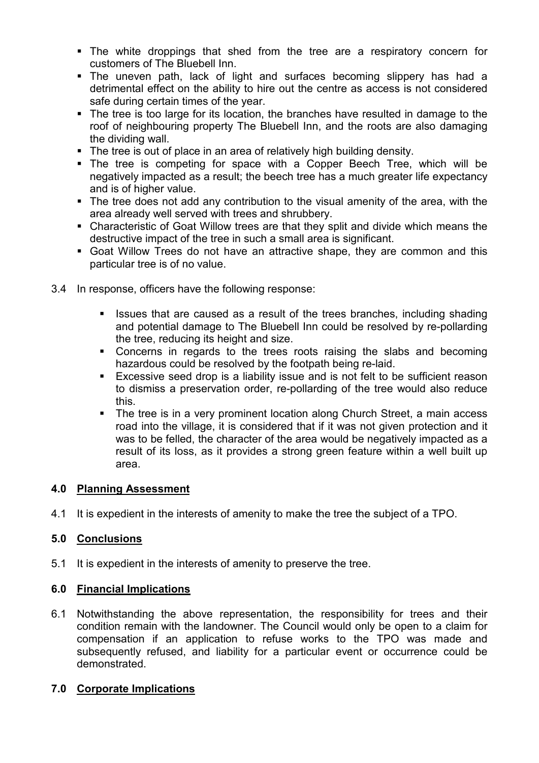- The white droppings that shed from the tree are a respiratory concern for customers of The Bluebell Inn.
- The uneven path, lack of light and surfaces becoming slippery has had a detrimental effect on the ability to hire out the centre as access is not considered safe during certain times of the year.
- The tree is too large for its location, the branches have resulted in damage to the roof of neighbouring property The Bluebell Inn, and the roots are also damaging the dividing wall.
- The tree is out of place in an area of relatively high building density.
- The tree is competing for space with a Copper Beech Tree, which will be negatively impacted as a result; the beech tree has a much greater life expectancy and is of higher value.
- The tree does not add any contribution to the visual amenity of the area, with the area already well served with trees and shrubbery.
- Characteristic of Goat Willow trees are that they split and divide which means the destructive impact of the tree in such a small area is significant.
- Goat Willow Trees do not have an attractive shape, they are common and this particular tree is of no value.

3.4 In response, officers have the following response:

- Issues that are caused as a result of the trees branches, including shading and potential damage to The Bluebell Inn could be resolved by re-pollarding the tree, reducing its height and size.
- Concerns in regards to the trees roots raising the slabs and becoming hazardous could be resolved by the footpath being re-laid.
- Excessive seed drop is a liability issue and is not felt to be sufficient reason to dismiss a preservation order, re-pollarding of the tree would also reduce this.
- The tree is in a very prominent location along Church Street, a main access road into the village, it is considered that if it was not given protection and it was to be felled, the character of the area would be negatively impacted as a result of its loss, as it provides a strong green feature within a well built up area.

## 4.0 Planning Assessment

4.1 It is expedient in the interests of amenity to make the tree the subject of a TPO.

## 5.0 Conclusions

5.1 It is expedient in the interests of amenity to preserve the tree.

## 6.0 Financial Implications

6.1 Notwithstanding the above representation, the responsibility for trees and their condition remain with the landowner. The Council would only be open to a claim for compensation if an application to refuse works to the TPO was made and subsequently refused, and liability for a particular event or occurrence could be demonstrated.

## 7.0 Corporate Implications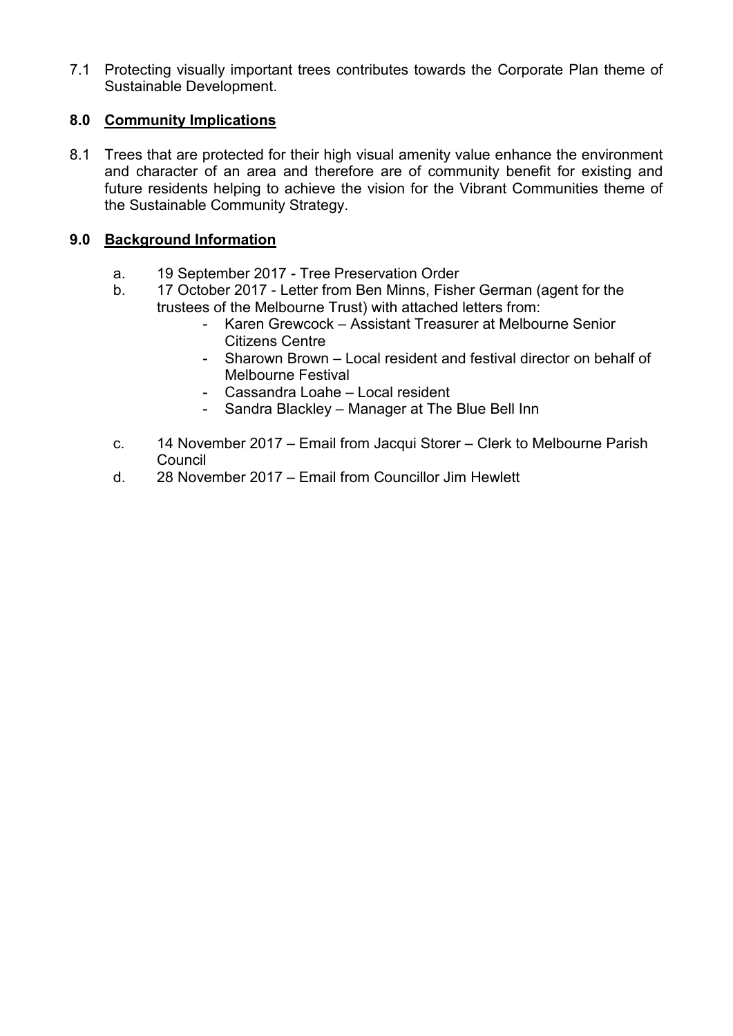7.1 Protecting visually important trees contributes towards the Corporate Plan theme of Sustainable Development.

## 8.0 Community Implications

8.1 Trees that are protected for their high visual amenity value enhance the environment and character of an area and therefore are of community benefit for existing and future residents helping to achieve the vision for the Vibrant Communities theme of the Sustainable Community Strategy.

## 9.0 Background Information

a. 19 September 2017 - Tree Preservation Order
b. 17 October 2017 - Letter from Ben Minns, Fisher German (agent for the trustees of the Melbourne Trust) with attached letters from:
   - Karen Grewcock – Assistant Treasurer at Melbourne Senior Citizens Centre
   - Sharown Brown – Local resident and festival director on behalf of Melbourne Festival
   - Cassandra Loahe – Local resident
   - Sandra Blackley – Manager at The Blue Bell Inn
c. 14 November 2017 – Email from Jacqui Storer – Clerk to Melbourne Parish Council
d. 28 November 2017 – Email from Councillor Jim Hewlett